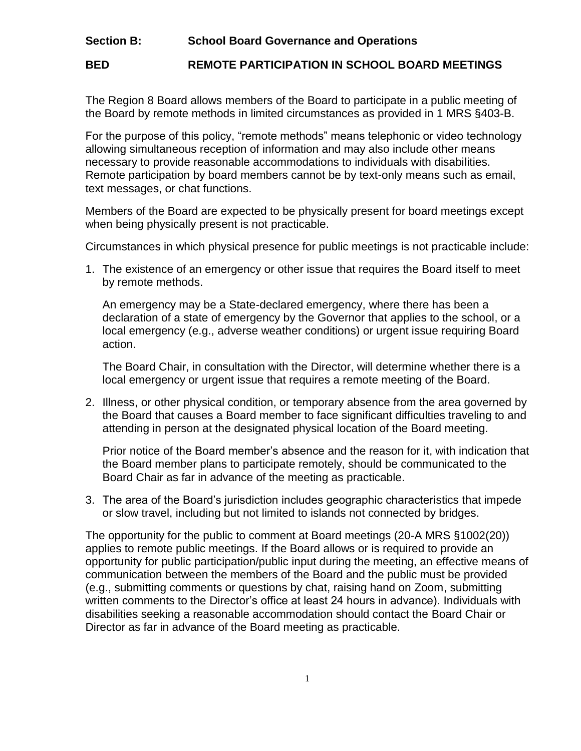**Section B: School Board Governance and Operations**

**BED REMOTE PARTICIPATION IN SCHOOL BOARD MEETINGS**

The Region 8 Board allows members of the Board to participate in a public meeting of the Board by remote methods in limited circumstances as provided in 1 MRS §403-B.

For the purpose of this policy, "remote methods" means telephonic or video technology allowing simultaneous reception of information and may also include other means necessary to provide reasonable accommodations to individuals with disabilities. Remote participation by board members cannot be by text-only means such as email, text messages, or chat functions.

Members of the Board are expected to be physically present for board meetings except when being physically present is not practicable.

Circumstances in which physical presence for public meetings is not practicable include:

1. The existence of an emergency or other issue that requires the Board itself to meet by remote methods.

   An emergency may be a State-declared emergency, where there has been a declaration of a state of emergency by the Governor that applies to the school, or a local emergency (e.g., adverse weather conditions) or urgent issue requiring Board action.

   The Board Chair, in consultation with the Director, will determine whether there is a local emergency or urgent issue that requires a remote meeting of the Board.

2. Illness, or other physical condition, or temporary absence from the area governed by the Board that causes a Board member to face significant difficulties traveling to and attending in person at the designated physical location of the Board meeting.

   Prior notice of the Board member's absence and the reason for it, with indication that the Board member plans to participate remotely, should be communicated to the Board Chair as far in advance of the meeting as practicable.

3. The area of the Board's jurisdiction includes geographic characteristics that impede or slow travel, including but not limited to islands not connected by bridges.

The opportunity for the public to comment at Board meetings (20-A MRS §1002(20)) applies to remote public meetings. If the Board allows or is required to provide an opportunity for public participation/public input during the meeting, an effective means of communication between the members of the Board and the public must be provided (e.g., submitting comments or questions by chat, raising hand on Zoom, submitting written comments to the Director's office at least 24 hours in advance). Individuals with disabilities seeking a reasonable accommodation should contact the Board Chair or Director as far in advance of the Board meeting as practicable.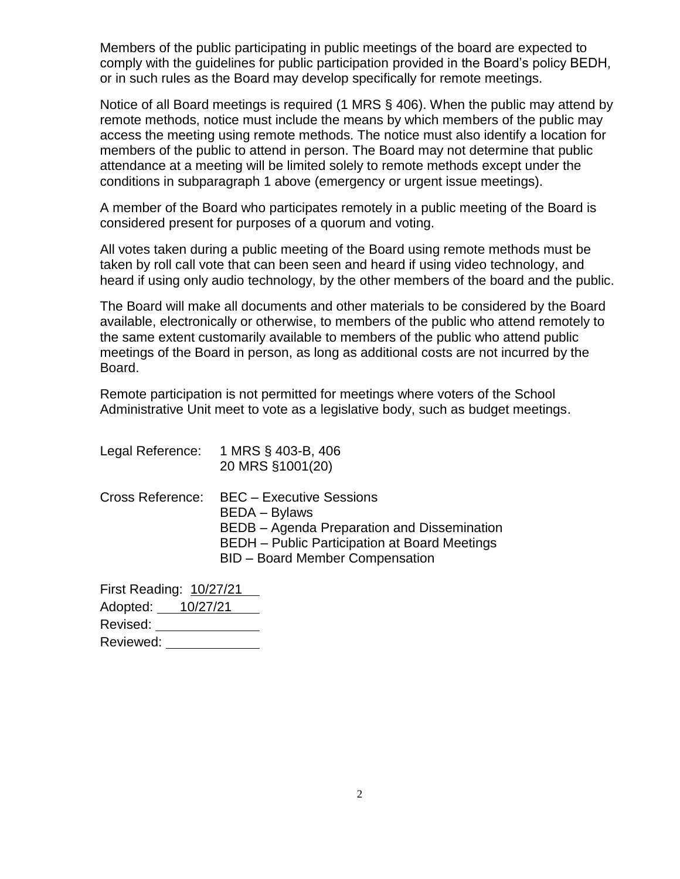Members of the public participating in public meetings of the board are expected to comply with the guidelines for public participation provided in the Board's policy BEDH, or in such rules as the Board may develop specifically for remote meetings.

Notice of all Board meetings is required (1 MRS § 406). When the public may attend by remote methods, notice must include the means by which members of the public may access the meeting using remote methods. The notice must also identify a location for members of the public to attend in person. The Board may not determine that public attendance at a meeting will be limited solely to remote methods except under the conditions in subparagraph 1 above (emergency or urgent issue meetings).

A member of the Board who participates remotely in a public meeting of the Board is considered present for purposes of a quorum and voting.

All votes taken during a public meeting of the Board using remote methods must be taken by roll call vote that can been seen and heard if using video technology, and heard if using only audio technology, by the other members of the board and the public.

The Board will make all documents and other materials to be considered by the Board available, electronically or otherwise, to members of the public who attend remotely to the same extent customarily available to members of the public who attend public meetings of the Board in person, as long as additional costs are not incurred by the Board.

Remote participation is not permitted for meetings where voters of the School Administrative Unit meet to vote as a legislative body, such as budget meetings.

Legal Reference: 1 MRS § 403-B, 406
20 MRS §1001(20)

Cross Reference: BEC – Executive Sessions
BEDA – Bylaws
BEDB – Agenda Preparation and Dissemination
BEDH – Public Participation at Board Meetings
BID – Board Member Compensation

First Reading: 10/27/21
Adopted: 10/27/21
Revised: ____________
Reviewed: ____________